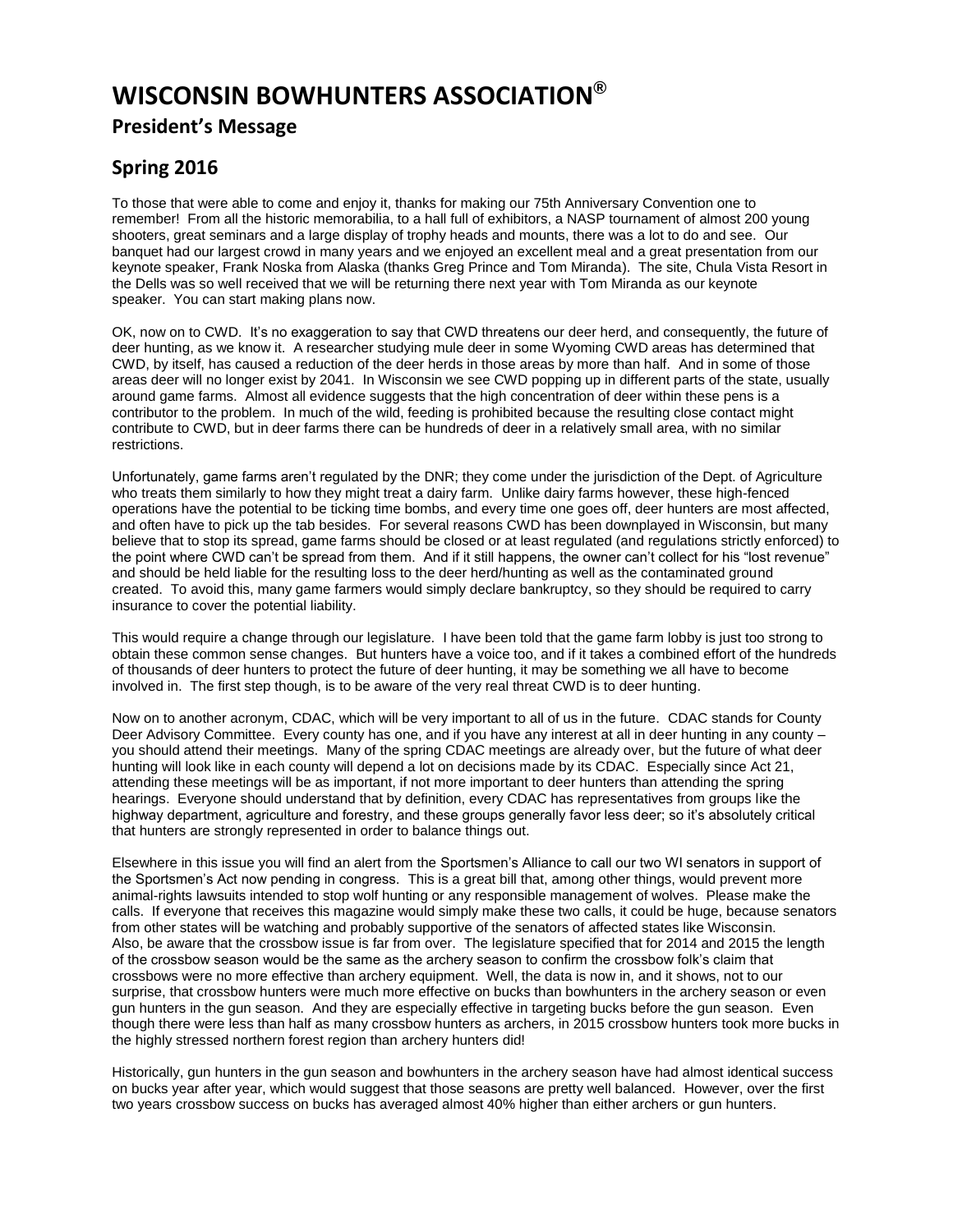# WISCONSIN BOWHUNTERS ASSOCIATION®

## President's Message

## Spring 2016

To those that were able to come and enjoy it, thanks for making our 75th Anniversary Convention one to remember! From all the historic memorabilia, to a hall full of exhibitors, a NASP tournament of almost 200 young shooters, great seminars and a large display of trophy heads and mounts, there was a lot to do and see. Our banquet had our largest crowd in many years and we enjoyed an excellent meal and a great presentation from our keynote speaker, Frank Noska from Alaska (thanks Greg Prince and Tom Miranda). The site, Chula Vista Resort in the Dells was so well received that we will be returning there next year with Tom Miranda as our keynote speaker. You can start making plans now.

OK, now on to CWD. It's no exaggeration to say that CWD threatens our deer herd, and consequently, the future of deer hunting, as we know it. A researcher studying mule deer in some Wyoming CWD areas has determined that CWD, by itself, has caused a reduction of the deer herds in those areas by more than half. And in some of those areas deer will no longer exist by 2041. In Wisconsin we see CWD popping up in different parts of the state, usually around game farms. Almost all evidence suggests that the high concentration of deer within these pens is a contributor to the problem. In much of the wild, feeding is prohibited because the resulting close contact might contribute to CWD, but in deer farms there can be hundreds of deer in a relatively small area, with no similar restrictions.

Unfortunately, game farms aren't regulated by the DNR; they come under the jurisdiction of the Dept. of Agriculture who treats them similarly to how they might treat a dairy farm. Unlike dairy farms however, these high-fenced operations have the potential to be ticking time bombs, and every time one goes off, deer hunters are most affected, and often have to pick up the tab besides. For several reasons CWD has been downplayed in Wisconsin, but many believe that to stop its spread, game farms should be closed or at least regulated (and regulations strictly enforced) to the point where CWD can't be spread from them. And if it still happens, the owner can't collect for his "lost revenue" and should be held liable for the resulting loss to the deer herd/hunting as well as the contaminated ground created. To avoid this, many game farmers would simply declare bankruptcy, so they should be required to carry insurance to cover the potential liability.

This would require a change through our legislature. I have been told that the game farm lobby is just too strong to obtain these common sense changes. But hunters have a voice too, and if it takes a combined effort of the hundreds of thousands of deer hunters to protect the future of deer hunting, it may be something we all have to become involved in. The first step though, is to be aware of the very real threat CWD is to deer hunting.

Now on to another acronym, CDAC, which will be very important to all of us in the future. CDAC stands for County Deer Advisory Committee. Every county has one, and if you have any interest at all in deer hunting in any county – you should attend their meetings. Many of the spring CDAC meetings are already over, but the future of what deer hunting will look like in each county will depend a lot on decisions made by its CDAC. Especially since Act 21, attending these meetings will be as important, if not more important to deer hunters than attending the spring hearings. Everyone should understand that by definition, every CDAC has representatives from groups like the highway department, agriculture and forestry, and these groups generally favor less deer; so it's absolutely critical that hunters are strongly represented in order to balance things out.

Elsewhere in this issue you will find an alert from the Sportsmen's Alliance to call our two WI senators in support of the Sportsmen's Act now pending in congress. This is a great bill that, among other things, would prevent more animal-rights lawsuits intended to stop wolf hunting or any responsible management of wolves. Please make the calls. If everyone that receives this magazine would simply make these two calls, it could be huge, because senators from other states will be watching and probably supportive of the senators of affected states like Wisconsin.
Also, be aware that the crossbow issue is far from over. The legislature specified that for 2014 and 2015 the length of the crossbow season would be the same as the archery season to confirm the crossbow folk's claim that crossbows were no more effective than archery equipment. Well, the data is now in, and it shows, not to our surprise, that crossbow hunters were much more effective on bucks than bowhunters in the archery season or even gun hunters in the gun season. And they are especially effective in targeting bucks before the gun season. Even though there were less than half as many crossbow hunters as archers, in 2015 crossbow hunters took more bucks in the highly stressed northern forest region than archery hunters did!

Historically, gun hunters in the gun season and bowhunters in the archery season have had almost identical success on bucks year after year, which would suggest that those seasons are pretty well balanced. However, over the first two years crossbow success on bucks has averaged almost 40% higher than either archers or gun hunters.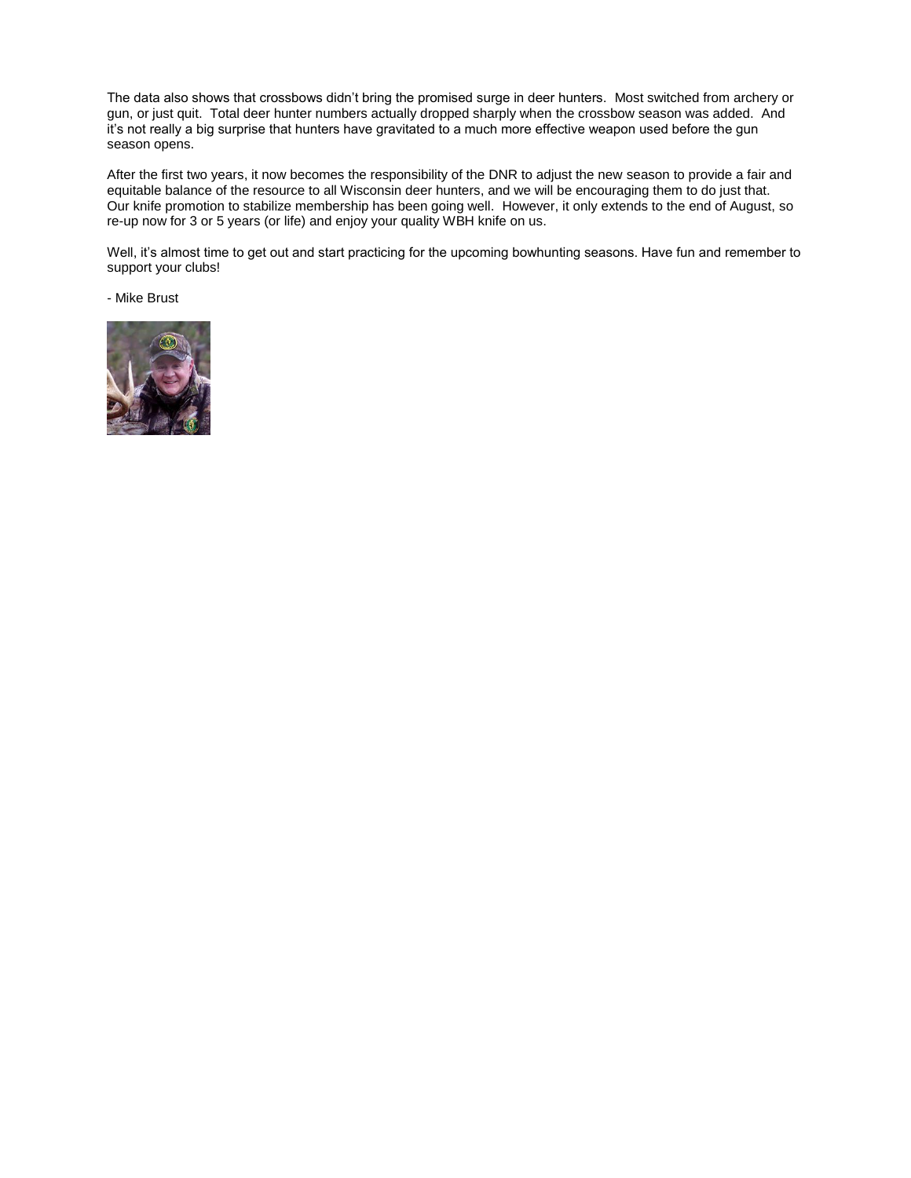The data also shows that crossbows didn't bring the promised surge in deer hunters. Most switched from archery or gun, or just quit. Total deer hunter numbers actually dropped sharply when the crossbow season was added. And it's not really a big surprise that hunters have gravitated to a much more effective weapon used before the gun season opens.

After the first two years, it now becomes the responsibility of the DNR to adjust the new season to provide a fair and equitable balance of the resource to all Wisconsin deer hunters, and we will be encouraging them to do just that. Our knife promotion to stabilize membership has been going well. However, it only extends to the end of August, so re-up now for 3 or 5 years (or life) and enjoy your quality WBH knife on us.

Well, it's almost time to get out and start practicing for the upcoming bowhunting seasons. Have fun and remember to support your clubs!

- Mike Brust